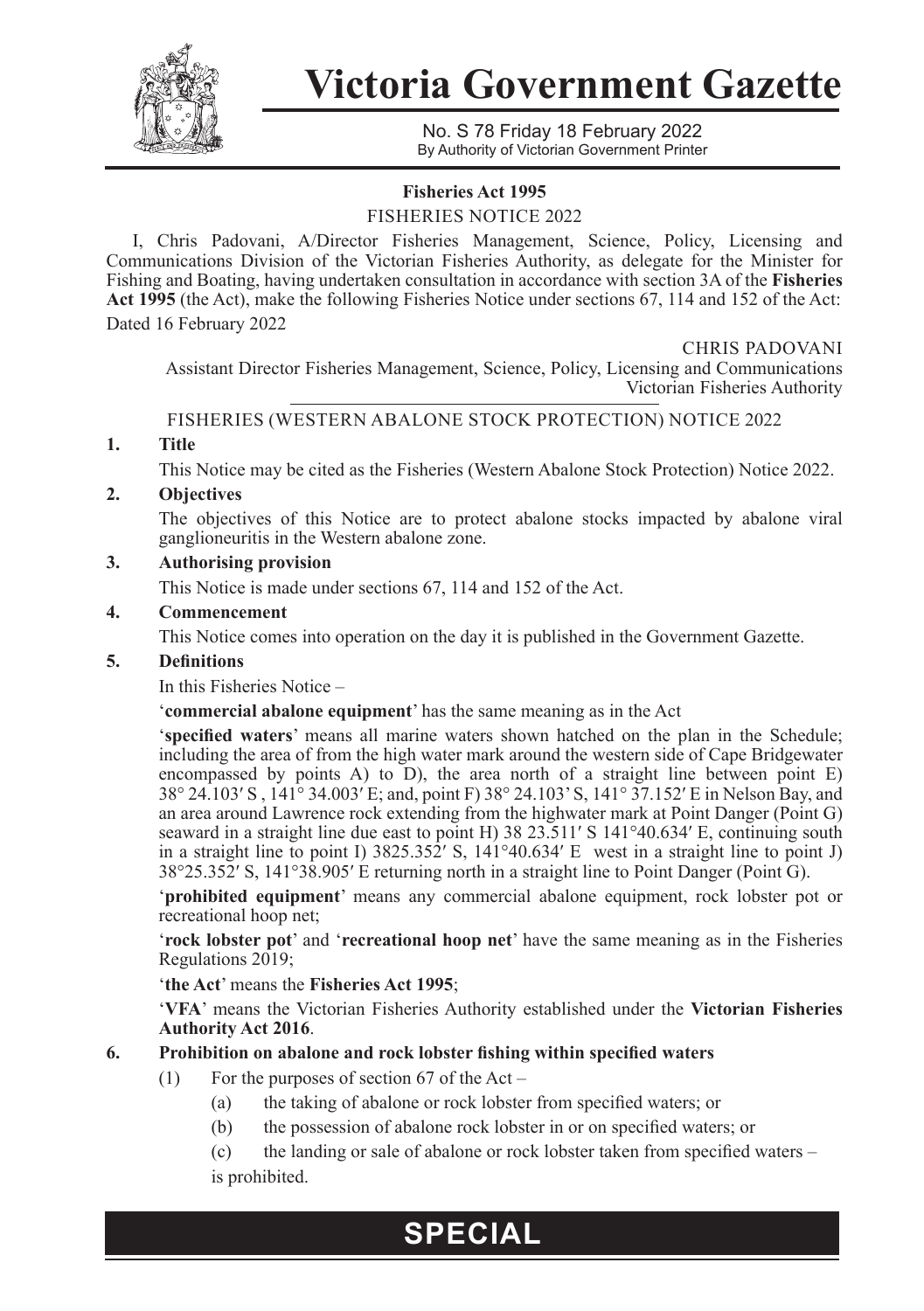# Victoria Government Gazette

No. S 78 Friday 18 February 2022
By Authority of Victorian Government Printer

**Fisheries Act 1995**

FISHERIES NOTICE 2022

I, Chris Padovani, A/Director Fisheries Management, Science, Policy, Licensing and Communications Division of the Victorian Fisheries Authority, as delegate for the Minister for Fishing and Boating, having undertaken consultation in accordance with section 3A of the **Fisheries Act 1995** (the Act), make the following Fisheries Notice under sections 67, 114 and 152 of the Act:

Dated 16 February 2022

CHRIS PADOVANI
Assistant Director Fisheries Management, Science, Policy, Licensing and Communications
Victorian Fisheries Authority

FISHERIES (WESTERN ABALONE STOCK PROTECTION) NOTICE 2022

**1. Title**

This Notice may be cited as the Fisheries (Western Abalone Stock Protection) Notice 2022.

**2. Objectives**

The objectives of this Notice are to protect abalone stocks impacted by abalone viral ganglioneuritis in the Western abalone zone.

**3. Authorising provision**

This Notice is made under sections 67, 114 and 152 of the Act.

**4. Commencement**

This Notice comes into operation on the day it is published in the Government Gazette.

**5. Definitions**

In this Fisheries Notice –

'**commercial abalone equipment**' has the same meaning as in the Act

'**specified waters**' means all marine waters shown hatched on the plan in the Schedule; including the area of from the high water mark around the western side of Cape Bridgewater encompassed by points A) to D), the area north of a straight line between point E) 38° 24.103′ S , 141° 34.003′ E; and, point F) 38° 24.103' S, 141° 37.152′ E in Nelson Bay, and an area around Lawrence rock extending from the highwater mark at Point Danger (Point G) seaward in a straight line due east to point H) 38 23.511′ S 141°40.634′ E, continuing south in a straight line to point I) 3825.352′ S, 141°40.634′ E west in a straight line to point J) 38°25.352′ S, 141°38.905′ E returning north in a straight line to Point Danger (Point G).

'**prohibited equipment**' means any commercial abalone equipment, rock lobster pot or recreational hoop net;

'**rock lobster pot**' and '**recreational hoop net**' have the same meaning as in the Fisheries Regulations 2019;

'**the Act**' means the **Fisheries Act 1995**;

'**VFA**' means the Victorian Fisheries Authority established under the **Victorian Fisheries Authority Act 2016**.

**6. Prohibition on abalone and rock lobster fishing within specified waters**

(1) For the purposes of section 67 of the Act –

(a) the taking of abalone or rock lobster from specified waters; or

(b) the possession of abalone rock lobster in or on specified waters; or

(c) the landing or sale of abalone or rock lobster taken from specified waters –

is prohibited.

**SPECIAL**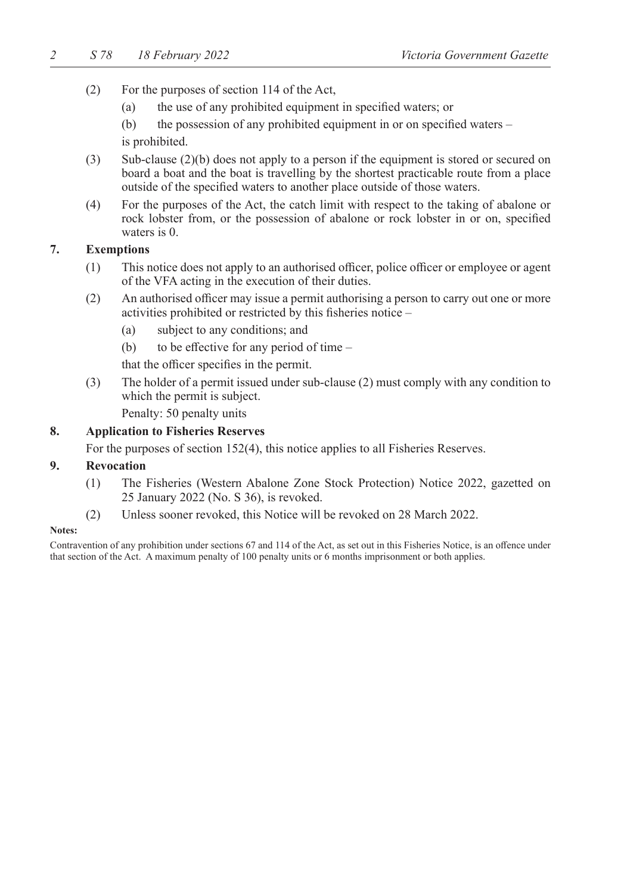(2) For the purposes of section 114 of the Act,

(a) the use of any prohibited equipment in specified waters; or

(b) the possession of any prohibited equipment in or on specified waters –

is prohibited.

(3) Sub-clause (2)(b) does not apply to a person if the equipment is stored or secured on board a boat and the boat is travelling by the shortest practicable route from a place outside of the specified waters to another place outside of those waters.

(4) For the purposes of the Act, the catch limit with respect to the taking of abalone or rock lobster from, or the possession of abalone or rock lobster in or on, specified waters is 0.

## 7. Exemptions

(1) This notice does not apply to an authorised officer, police officer or employee or agent of the VFA acting in the execution of their duties.

(2) An authorised officer may issue a permit authorising a person to carry out one or more activities prohibited or restricted by this fisheries notice –

(a) subject to any conditions; and

(b) to be effective for any period of time –

that the officer specifies in the permit.

(3) The holder of a permit issued under sub-clause (2) must comply with any condition to which the permit is subject.

Penalty: 50 penalty units

## 8. Application to Fisheries Reserves

For the purposes of section 152(4), this notice applies to all Fisheries Reserves.

## 9. Revocation

(1) The Fisheries (Western Abalone Zone Stock Protection) Notice 2022, gazetted on 25 January 2022 (No. S 36), is revoked.

(2) Unless sooner revoked, this Notice will be revoked on 28 March 2022.

**Notes:**

Contravention of any prohibition under sections 67 and 114 of the Act, as set out in this Fisheries Notice, is an offence under that section of the Act. A maximum penalty of 100 penalty units or 6 months imprisonment or both applies.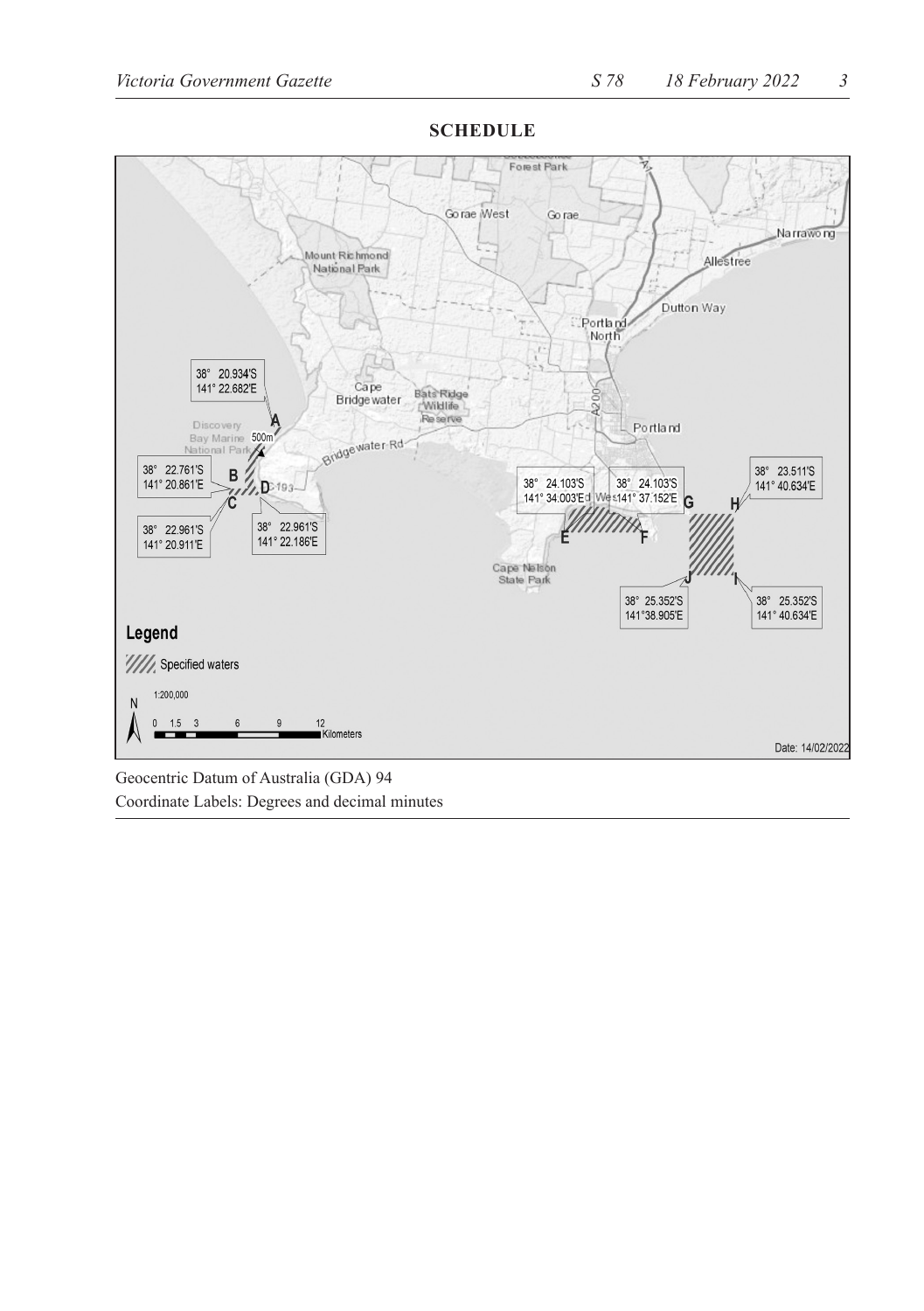**SCHEDULE**

Geocentric Datum of Australia (GDA) 94

Coordinate Labels: Degrees and decimal minutes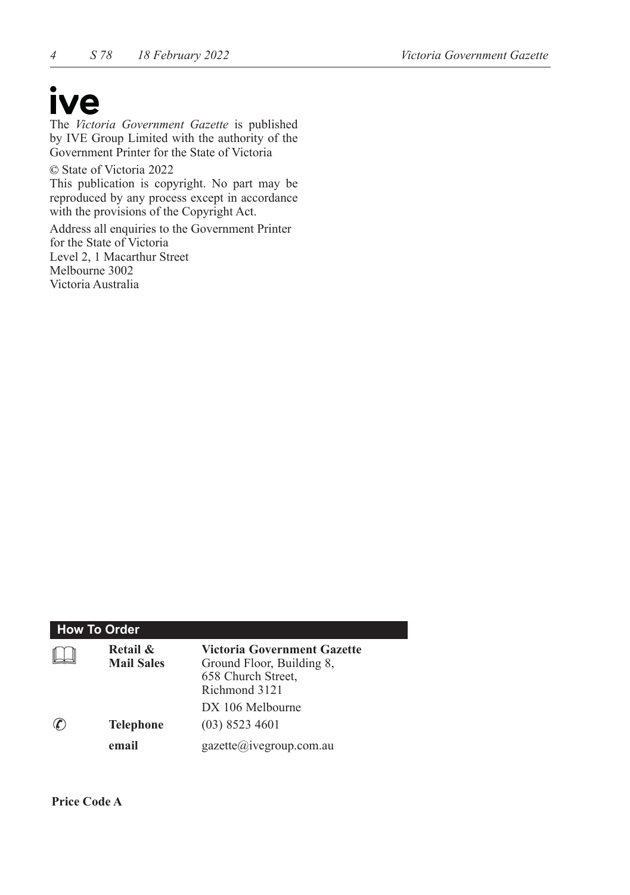**ive**

The *Victoria Government Gazette* is published by IVE Group Limited with the authority of the Government Printer for the State of Victoria

© State of Victoria 2022

This publication is copyright. No part may be reproduced by any process except in accordance with the provisions of the Copyright Act.

Address all enquiries to the Government Printer for the State of Victoria
Level 2, 1 Macarthur Street
Melbourne 3002
Victoria Australia

## How To Order

| | | |
|---|---|---|
| | **Retail & Mail Sales** | **Victoria Government Gazette** Ground Floor, Building 8, 658 Church Street, Richmond 3121 |
| | | DX 106 Melbourne |
| | **Telephone** | (03) 8523 4601 |
| | **email** | gazette@ivegroup.com.au |

**Price Code A**